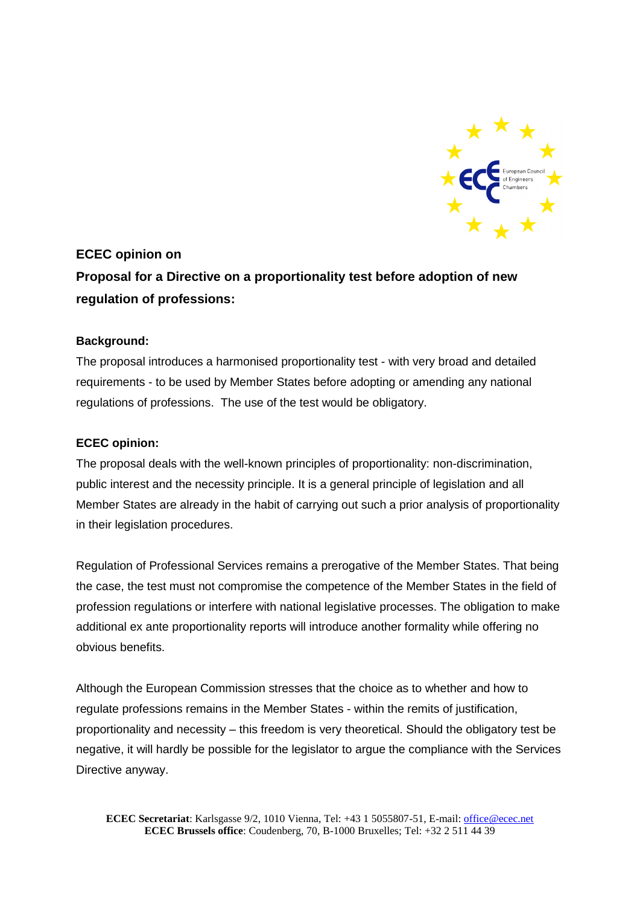**ECEC opinion on**

**Proposal for a Directive on a proportionality test before adoption of new regulation of professions:**

**Background:**

The proposal introduces a harmonised proportionality test - with very broad and detailed requirements - to be used by Member States before adopting or amending any national regulations of professions. The use of the test would be obligatory.

**ECEC opinion:**

The proposal deals with the well-known principles of proportionality: non-discrimination, public interest and the necessity principle. It is a general principle of legislation and all Member States are already in the habit of carrying out such a prior analysis of proportionality in their legislation procedures.

Regulation of Professional Services remains a prerogative of the Member States. That being the case, the test must not compromise the competence of the Member States in the field of profession regulations or interfere with national legislative processes. The obligation to make additional ex ante proportionality reports will introduce another formality while offering no obvious benefits.

Although the European Commission stresses that the choice as to whether and how to regulate professions remains in the Member States - within the remits of justification, proportionality and necessity – this freedom is very theoretical. Should the obligatory test be negative, it will hardly be possible for the legislator to argue the compliance with the Services Directive anyway.

**ECEC Secretariat**: Karlsgasse 9/2, 1010 Vienna, Tel: +43 1 5055807-51, E-mail: office@ecec.net
**ECEC Brussels office**: Coudenberg, 70, B-1000 Bruxelles; Tel: +32 2 511 44 39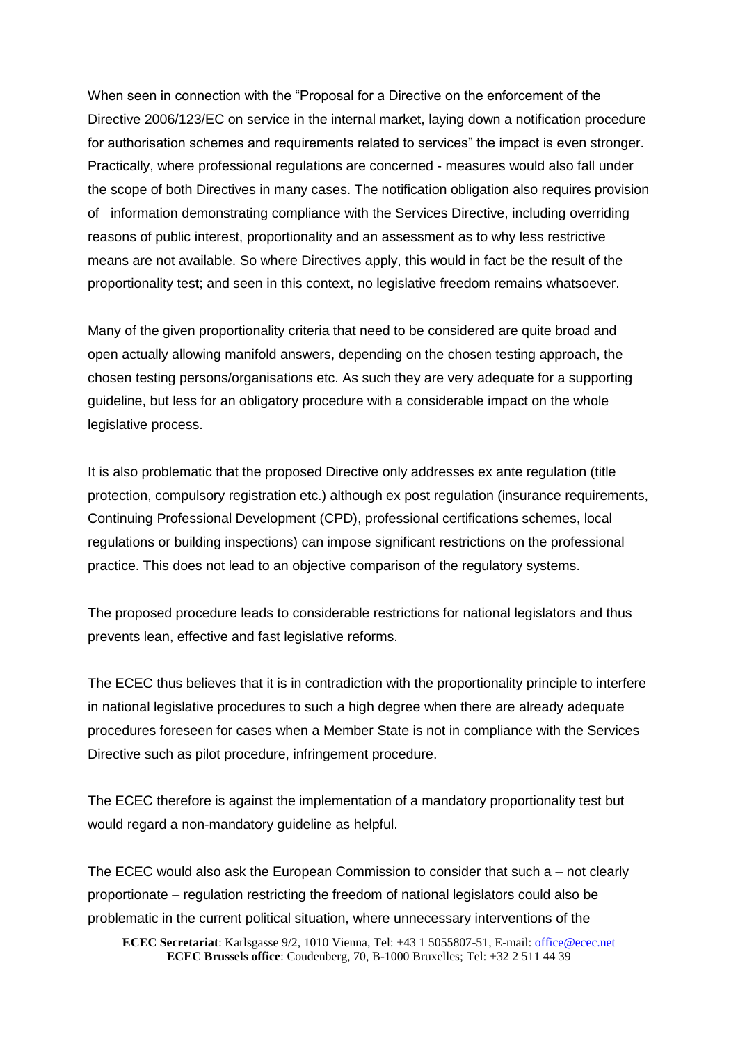When seen in connection with the "Proposal for a Directive on the enforcement of the Directive 2006/123/EC on service in the internal market, laying down a notification procedure for authorisation schemes and requirements related to services" the impact is even stronger. Practically, where professional regulations are concerned - measures would also fall under the scope of both Directives in many cases. The notification obligation also requires provision of information demonstrating compliance with the Services Directive, including overriding reasons of public interest, proportionality and an assessment as to why less restrictive means are not available. So where Directives apply, this would in fact be the result of the proportionality test; and seen in this context, no legislative freedom remains whatsoever.

Many of the given proportionality criteria that need to be considered are quite broad and open actually allowing manifold answers, depending on the chosen testing approach, the chosen testing persons/organisations etc. As such they are very adequate for a supporting guideline, but less for an obligatory procedure with a considerable impact on the whole legislative process.

It is also problematic that the proposed Directive only addresses ex ante regulation (title protection, compulsory registration etc.) although ex post regulation (insurance requirements, Continuing Professional Development (CPD), professional certifications schemes, local regulations or building inspections) can impose significant restrictions on the professional practice. This does not lead to an objective comparison of the regulatory systems.

The proposed procedure leads to considerable restrictions for national legislators and thus prevents lean, effective and fast legislative reforms.

The ECEC thus believes that it is in contradiction with the proportionality principle to interfere in national legislative procedures to such a high degree when there are already adequate procedures foreseen for cases when a Member State is not in compliance with the Services Directive such as pilot procedure, infringement procedure.

The ECEC therefore is against the implementation of a mandatory proportionality test but would regard a non-mandatory guideline as helpful.

The ECEC would also ask the European Commission to consider that such a – not clearly proportionate – regulation restricting the freedom of national legislators could also be problematic in the current political situation, where unnecessary interventions of the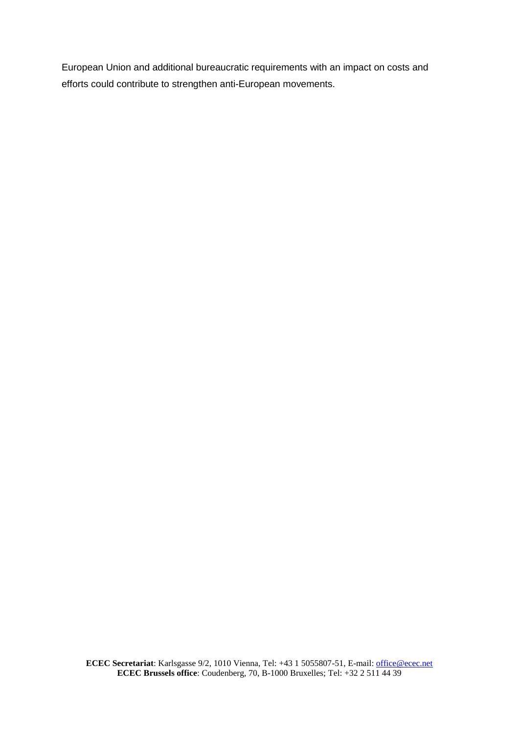European Union and additional bureaucratic requirements with an impact on costs and efforts could contribute to strengthen anti-European movements.